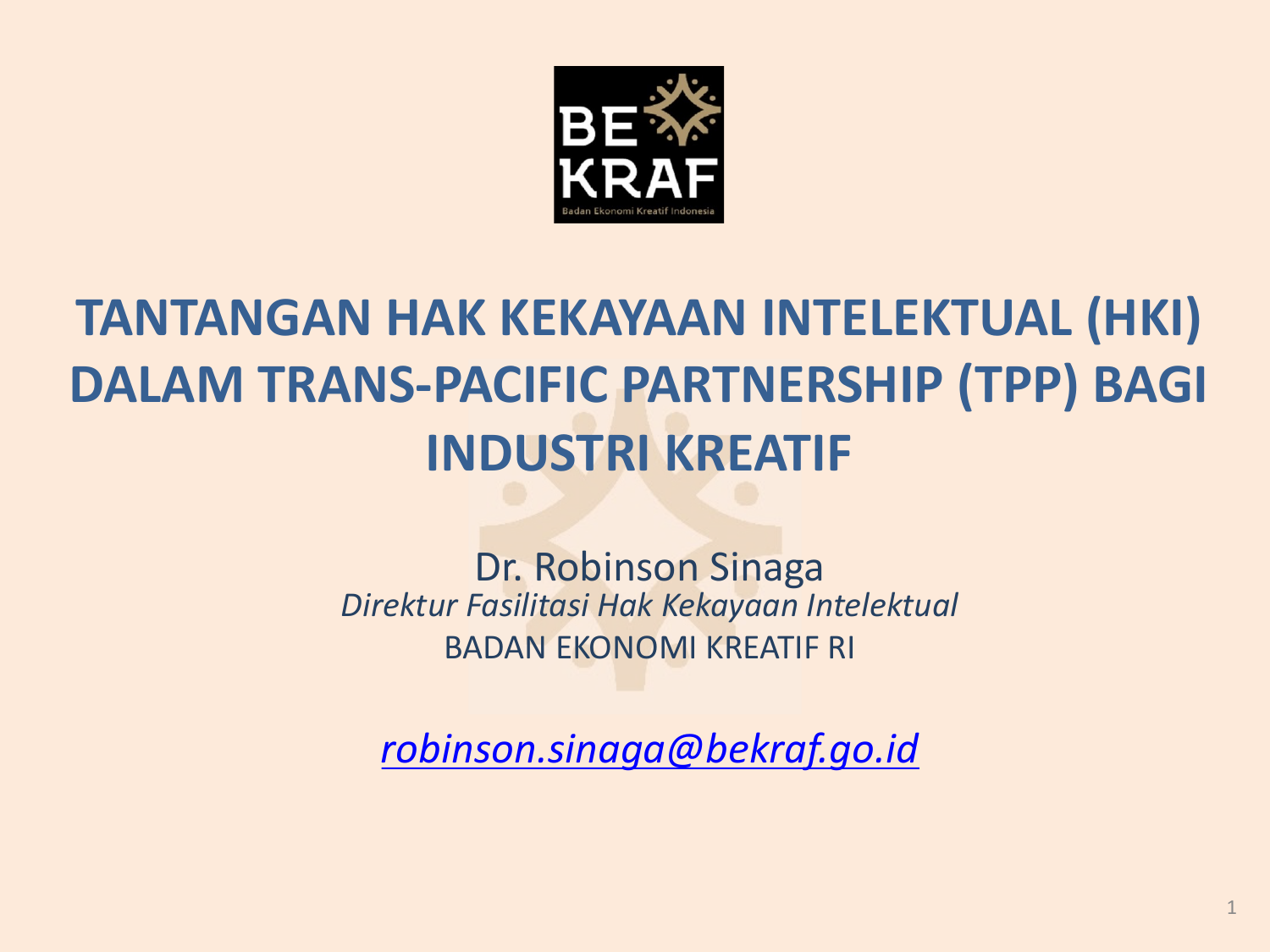# TANTANGAN HAK KEKAYAAN INTELEKTUAL (HKI) DALAM TRANS-PACIFIC PARTNERSHIP (TPP) BAGI INDUSTRI KREATIF

Dr. Robinson Sinaga

*Direktur Fasilitasi Hak Kekayaan Intelektual*

BADAN EKONOMI KREATIF RI

*robinson.sinaga@bekraf.go.id*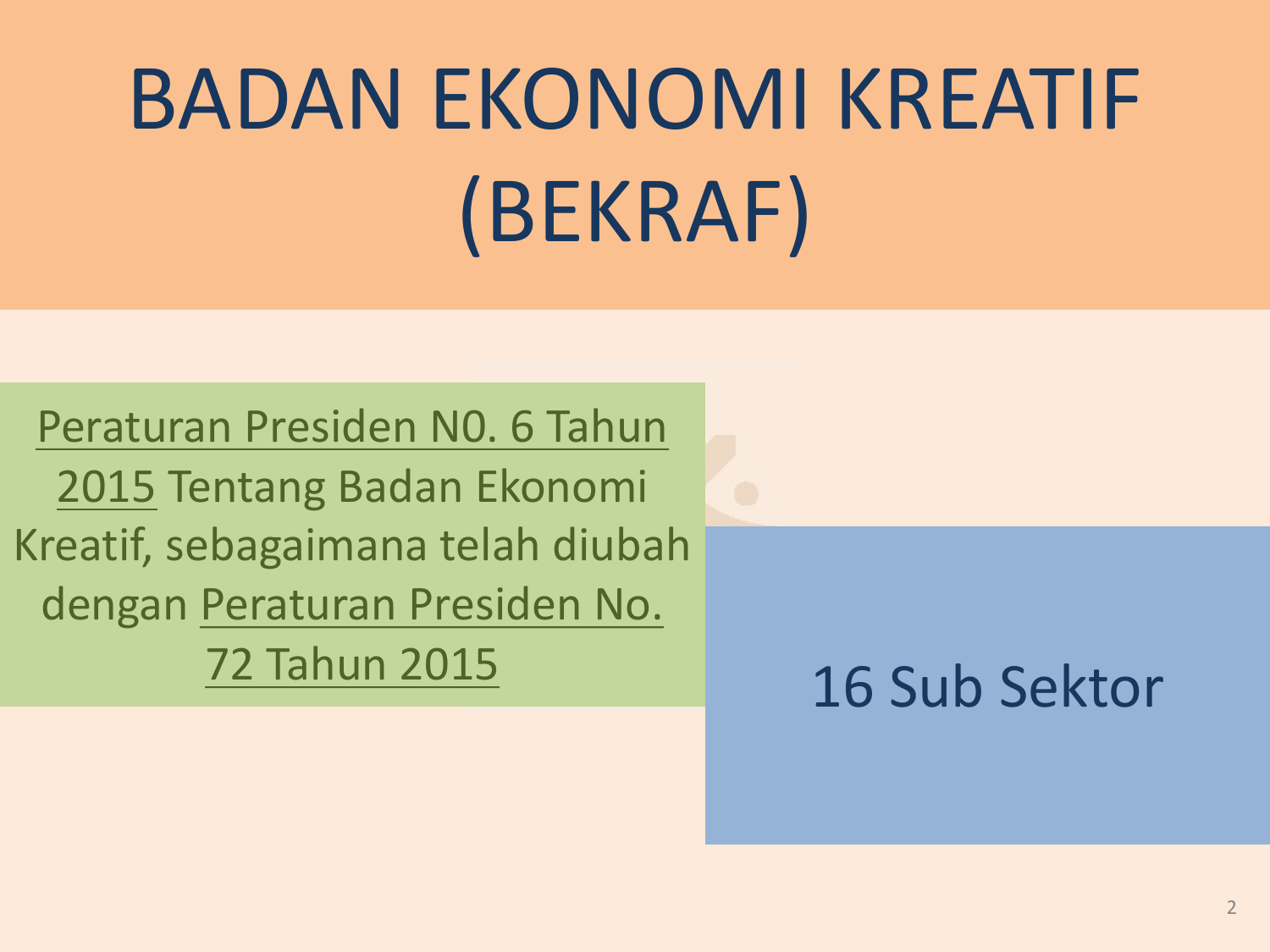# BADAN EKONOMI KREATIF (BEKRAF)

Peraturan Presiden N0. 6 Tahun 2015 Tentang Badan Ekonomi Kreatif, sebagaimana telah diubah dengan Peraturan Presiden No. 72 Tahun 2015

16 Sub Sektor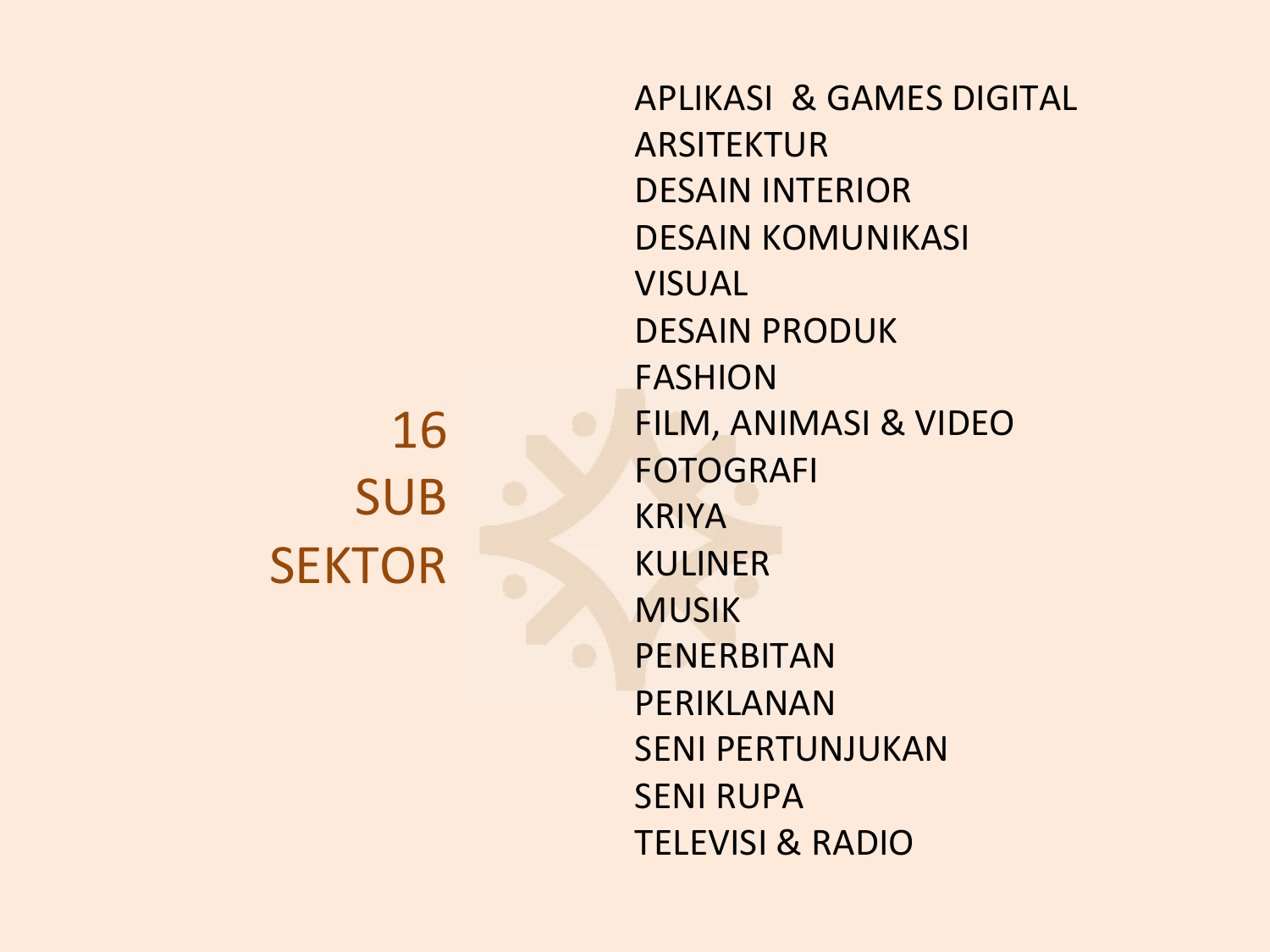## 16 SUB SEKTOR

- APLIKASI & GAMES DIGITAL
- ARSITEKTUR
- DESAIN INTERIOR
- DESAIN KOMUNIKASI VISUAL
- DESAIN PRODUK
- FASHION
- FILM, ANIMASI & VIDEO
- FOTOGRAFI
- KRIYA
- KULINER
- MUSIK
- PENERBITAN
- PERIKLANAN
- SENI PERTUNJUKAN
- SENI RUPA
- TELEVISI & RADIO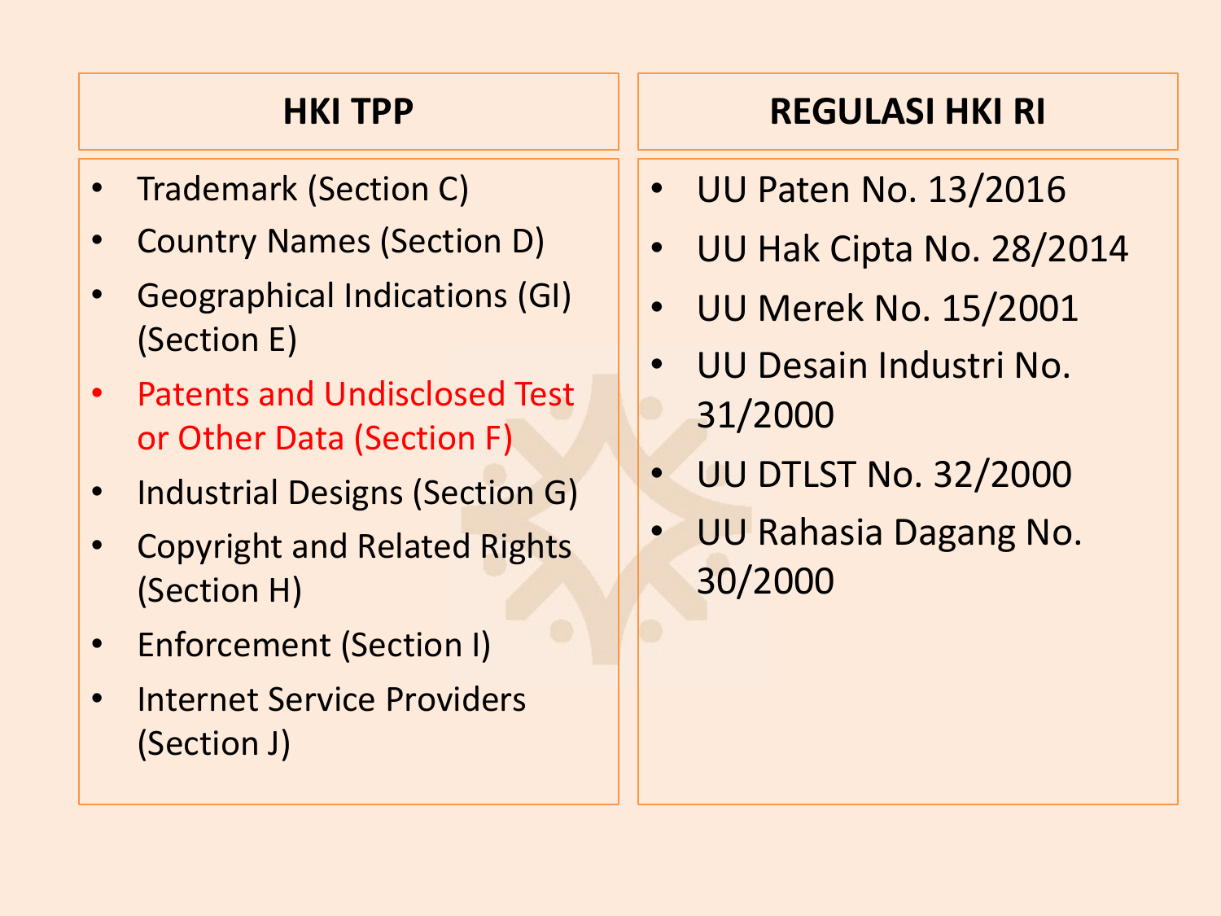| HKI TPP | REGULASI HKI RI |
| --- | --- |
| • Trademark (Section C)<br>• Country Names (Section D)<br>• Geographical Indications (GI) (Section E)<br>• Patents and Undisclosed Test or Other Data (Section F)<br>• Industrial Designs (Section G)<br>• Copyright and Related Rights (Section H)<br>• Enforcement (Section I)<br>• Internet Service Providers (Section J) | • UU Paten No. 13/2016<br>• UU Hak Cipta No. 28/2014<br>• UU Merek No. 15/2001<br>• UU Desain Industri No. 31/2000<br>• UU DTLST No. 32/2000<br>• UU Rahasia Dagang No. 30/2000 |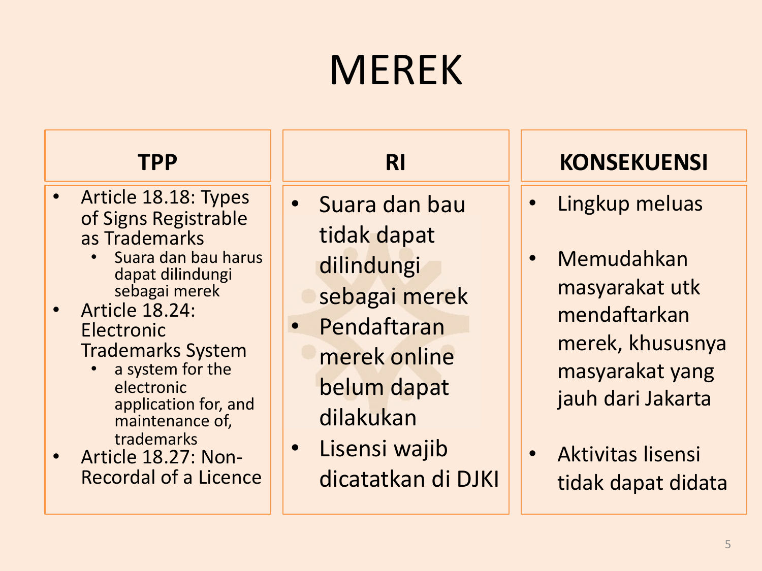# MEREK

| TPP | RI | KONSEKUENSI |
| --- | --- | --- |
| • Article 18.18: Types of Signs Registrable as Trademarks<br>  ◦ Suara dan bau harus dapat dilindungi sebagai merek<br>• Article 18.24: Electronic Trademarks System<br>  ◦ a system for the electronic application for, and maintenance of, trademarks<br>• Article 18.27: Non-Recordal of a Licence | • Suara dan bau tidak dapat dilindungi sebagai merek<br>• Pendaftaran merek online belum dapat dilakukan<br>• Lisensi wajib dicatatkan di DJKI | • Lingkup meluas<br>• Memudahkan masyarakat utk mendaftarkan merek, khususnya masyarakat yang jauh dari Jakarta<br>• Aktivitas lisensi tidak dapat didata |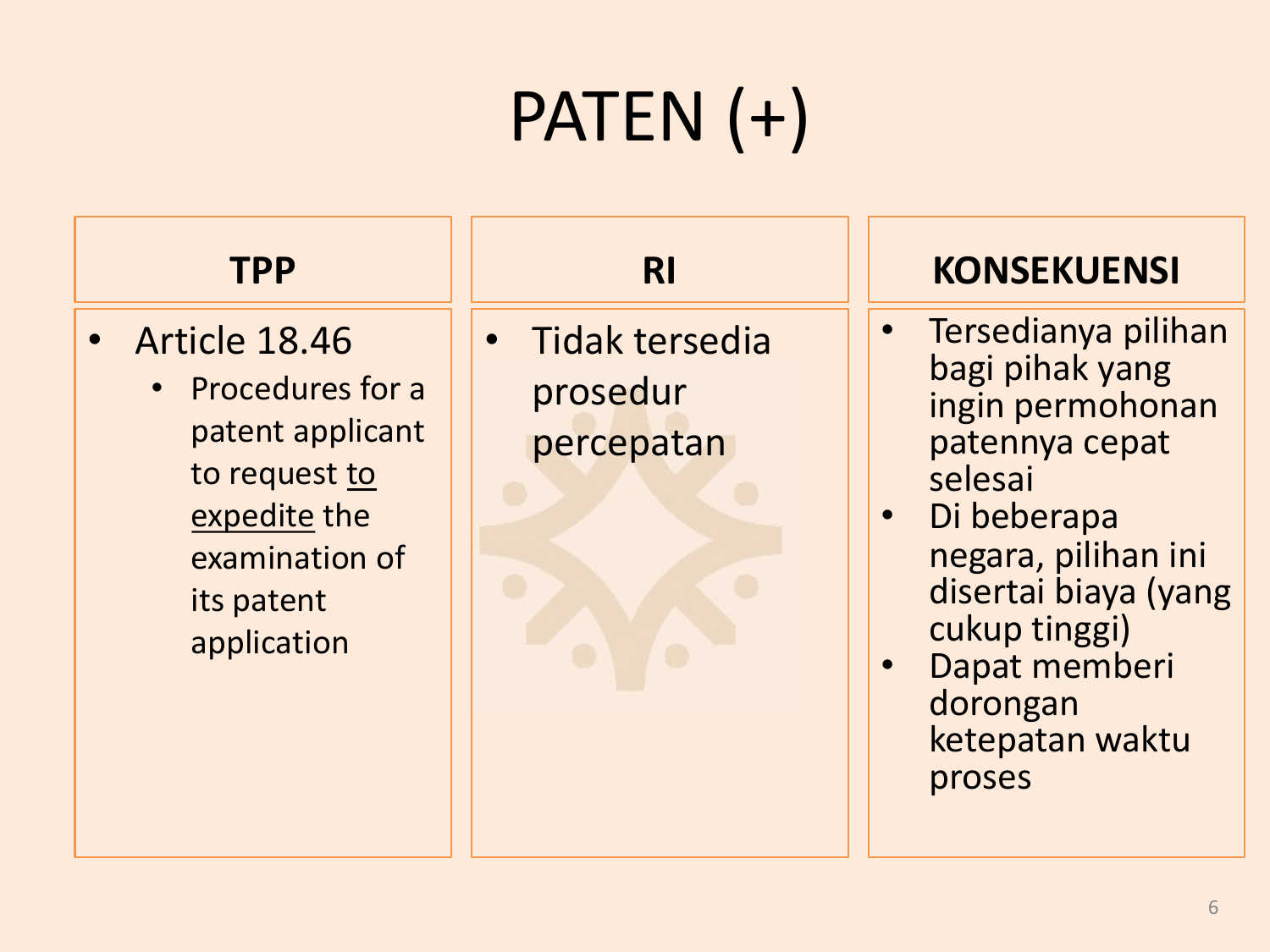# PATEN (+)

| TPP | RI | KONSEKUENSI |
|---|---|---|
| • Article 18.46<br>  • Procedures for a patent applicant to request <u>to expedite</u> the examination of its patent application | • Tidak tersedia prosedur percepatan | • Tersedianya pilihan bagi pihak yang ingin permohonan patennya cepat selesai<br>• Di beberapa negara, pilihan ini disertai biaya (yang cukup tinggi)<br>• Dapat memberi dorongan ketepatan waktu proses |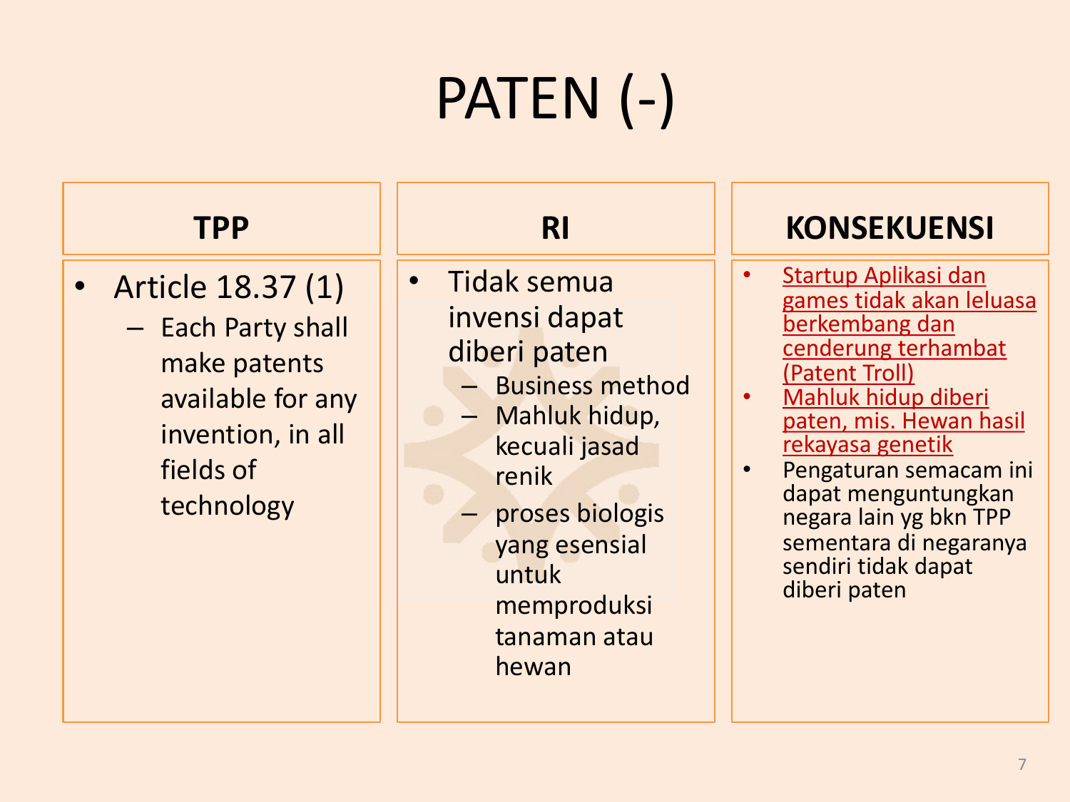# PATEN (-)

| TPP | RI | KONSEKUENSI |
|---|---|---|
| • Article 18.37 (1)<br>– Each Party shall make patents available for any invention, in all fields of technology | • Tidak semua invensi dapat diberi paten<br>– Business method<br>– Mahluk hidup, kecuali jasad renik<br>– proses biologis yang esensial untuk memproduksi tanaman atau hewan | • <u>Startup Aplikasi dan games tidak akan leluasa berkembang dan cenderung terhambat (Patent Troll)</u><br>• <u>Mahluk hidup diberi paten, mis. Hewan hasil rekayasa genetik</u><br>• Pengaturan semacam ini dapat menguntungkan negara lain yg bkn TPP sementara di negaranya sendiri tidak dapat diberi paten |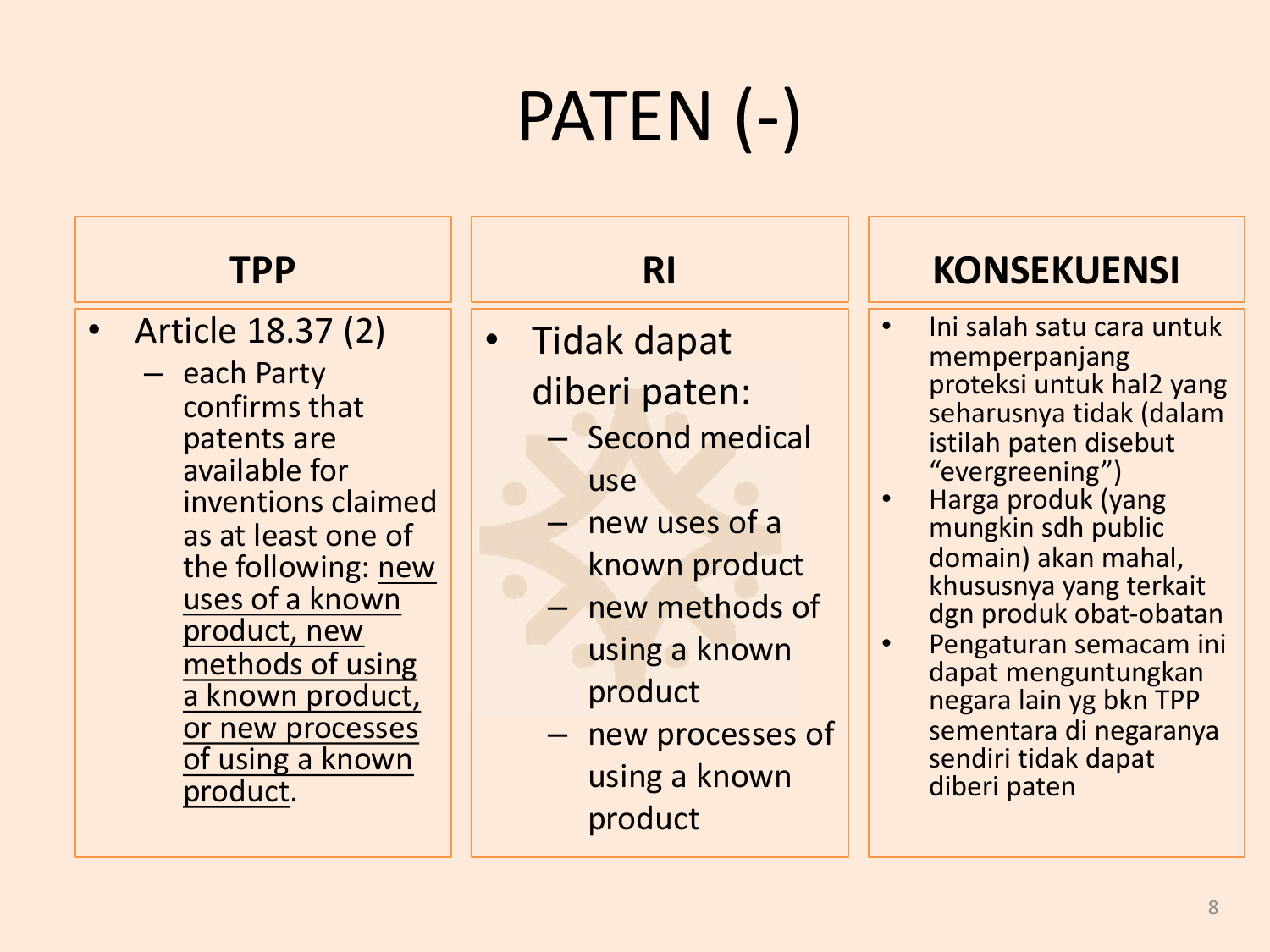# PATEN (-)

| TPP | RI | KONSEKUENSI |
|---|---|---|
| • Article 18.37 (2)<br>– each Party confirms that patents are available for inventions claimed as at least one of the following: <u>new uses of a known product, new methods of using a known product, or new processes of using a known product</u>. | • Tidak dapat diberi paten:<br>– Second medical use<br>– new uses of a known product<br>– new methods of using a known product<br>– new processes of using a known product | • Ini salah satu cara untuk memperpanjang proteksi untuk hal2 yang seharusnya tidak (dalam istilah paten disebut "evergreening")<br>• Harga produk (yang mungkin sdh public domain) akan mahal, khususnya yang terkait dgn produk obat-obatan<br>• Pengaturan semacam ini dapat menguntungkan negara lain yg bkn TPP sementara di negaranya sendiri tidak dapat diberi paten |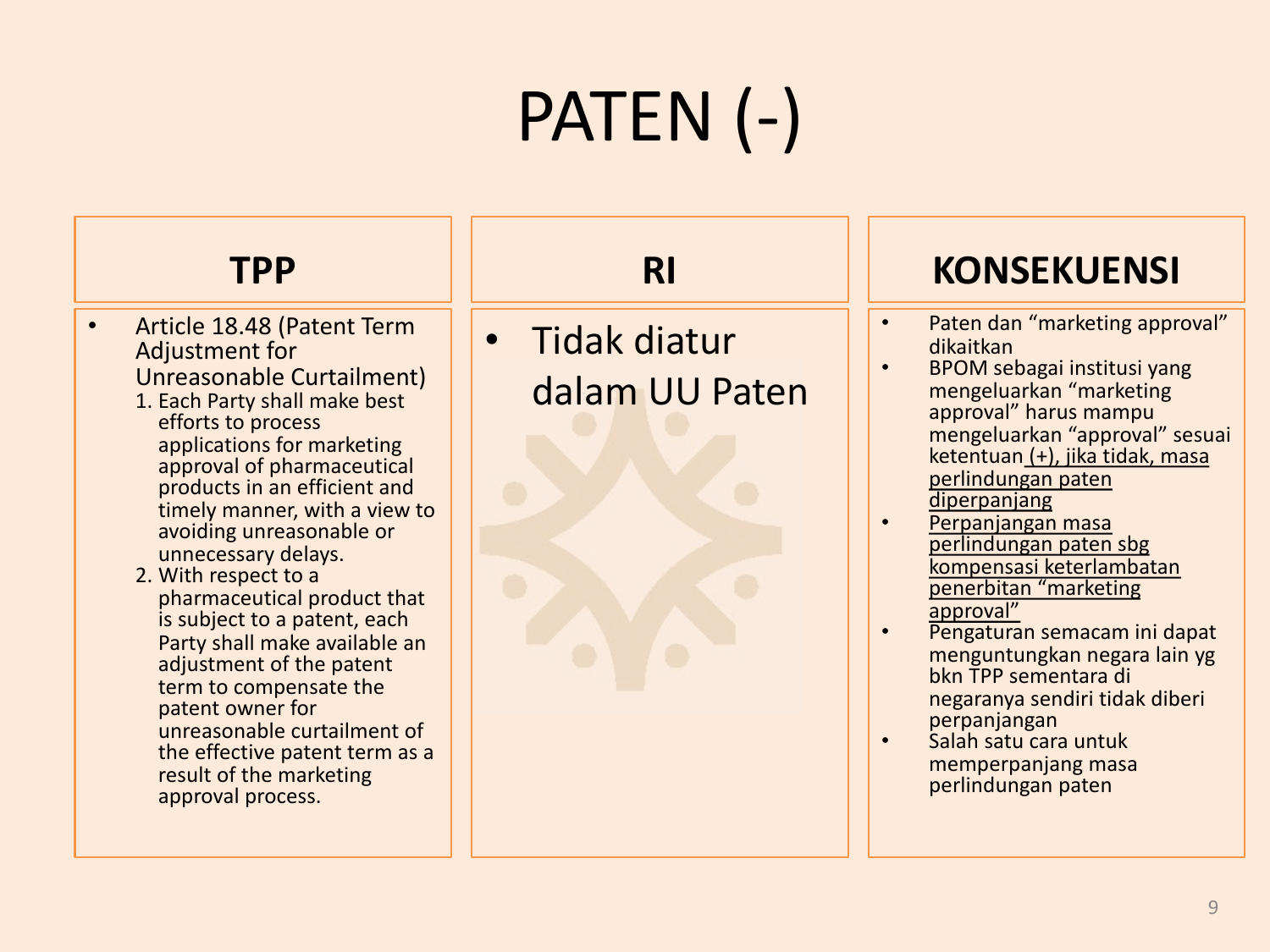# PATEN (-)

| TPP | RI | KONSEKUENSI |
|---|---|---|
| • Article 18.48 (Patent Term Adjustment for Unreasonable Curtailment)<br>1. Each Party shall make best efforts to process applications for marketing approval of pharmaceutical products in an efficient and timely manner, with a view to avoiding unreasonable or unnecessary delays.<br>2. With respect to a pharmaceutical product that is subject to a patent, each Party shall make available an adjustment of the patent term to compensate the patent owner for unreasonable curtailment of the effective patent term as a result of the marketing approval process. | • Tidak diatur dalam UU Paten | • Paten dan "marketing approval" dikaitkan<br>• BPOM sebagai institusi yang mengeluarkan "marketing approval" harus mampu mengeluarkan "approval" sesuai ketentuan (+), jika tidak, masa perlindungan paten diperpanjang<br>• Perpanjangan masa perlindungan paten sbg kompensasi keterlambatan penerbitan "marketing approval"<br>• Pengaturan semacam ini dapat menguntungkan negara lain yg bkn TPP sementara di negaranya sendiri tidak diberi perpanjangan<br>• Salah satu cara untuk memperpanjang masa perlindungan paten |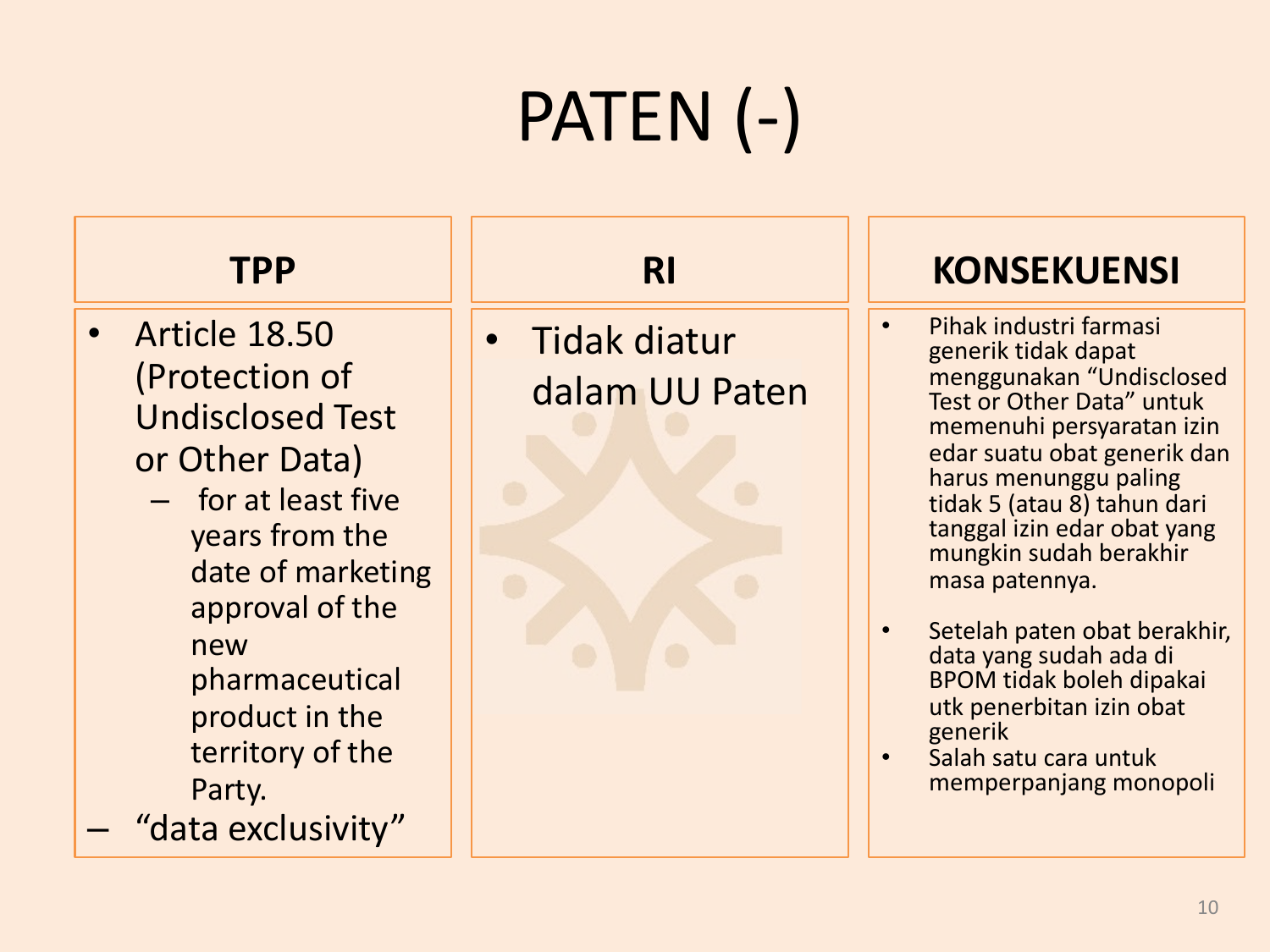# PATEN (-)

| TPP | RI | KONSEKUENSI |
|---|---|---|
| • Article 18.50 (Protection of Undisclosed Test or Other Data)<br>– for at least five years from the date of marketing approval of the new pharmaceutical product in the territory of the Party.<br>– "data exclusivity" | • Tidak diatur dalam UU Paten | • Pihak industri farmasi generik tidak dapat menggunakan "Undisclosed Test or Other Data" untuk memenuhi persyaratan izin edar suatu obat generik dan harus menunggu paling tidak 5 (atau 8) tahun dari tanggal izin edar obat yang mungkin sudah berakhir masa patennya.<br>• Setelah paten obat berakhir, data yang sudah ada di BPOM tidak boleh dipakai utk penerbitan izin obat generik<br>• Salah satu cara untuk memperpanjang monopoli |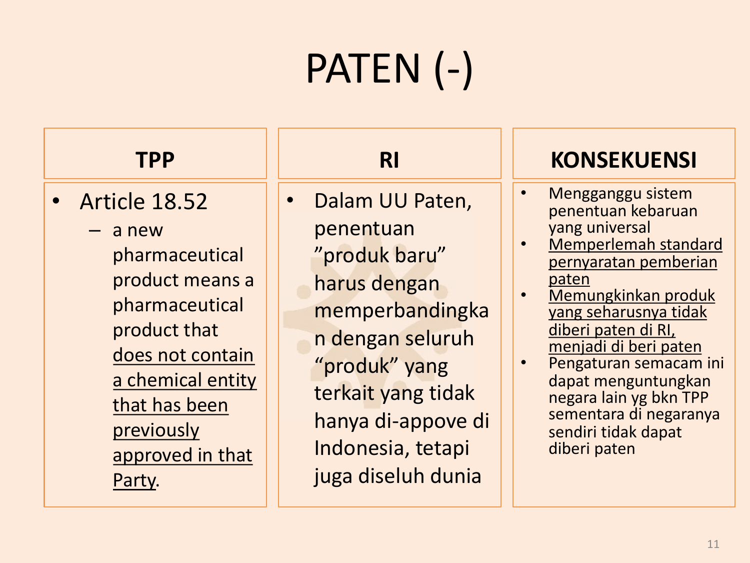# PATEN (-)

| TPP | RI | KONSEKUENSI |
|---|---|---|
| • Article 18.52<br>– a new pharmaceutical product means a pharmaceutical product that <u>does not contain a chemical entity that has been previously approved in that Party</u>. | • Dalam UU Paten, penentuan "produk baru" harus dengan memperbandingkan dengan seluruh "produk" yang terkait yang tidak hanya di-appove di Indonesia, tetapi juga diseluh dunia | • Mengganggu sistem penentuan kebaruan yang universal<br>• <u>Memperlemah standard pernyaratan pemberian paten</u><br>• <u>Memungkinkan produk yang seharusnya tidak diberi paten di RI, menjadi di beri paten</u><br>• Pengaturan semacam ini dapat menguntungkan negara lain yg bkn TPP sementara di negaranya sendiri tidak dapat diberi paten |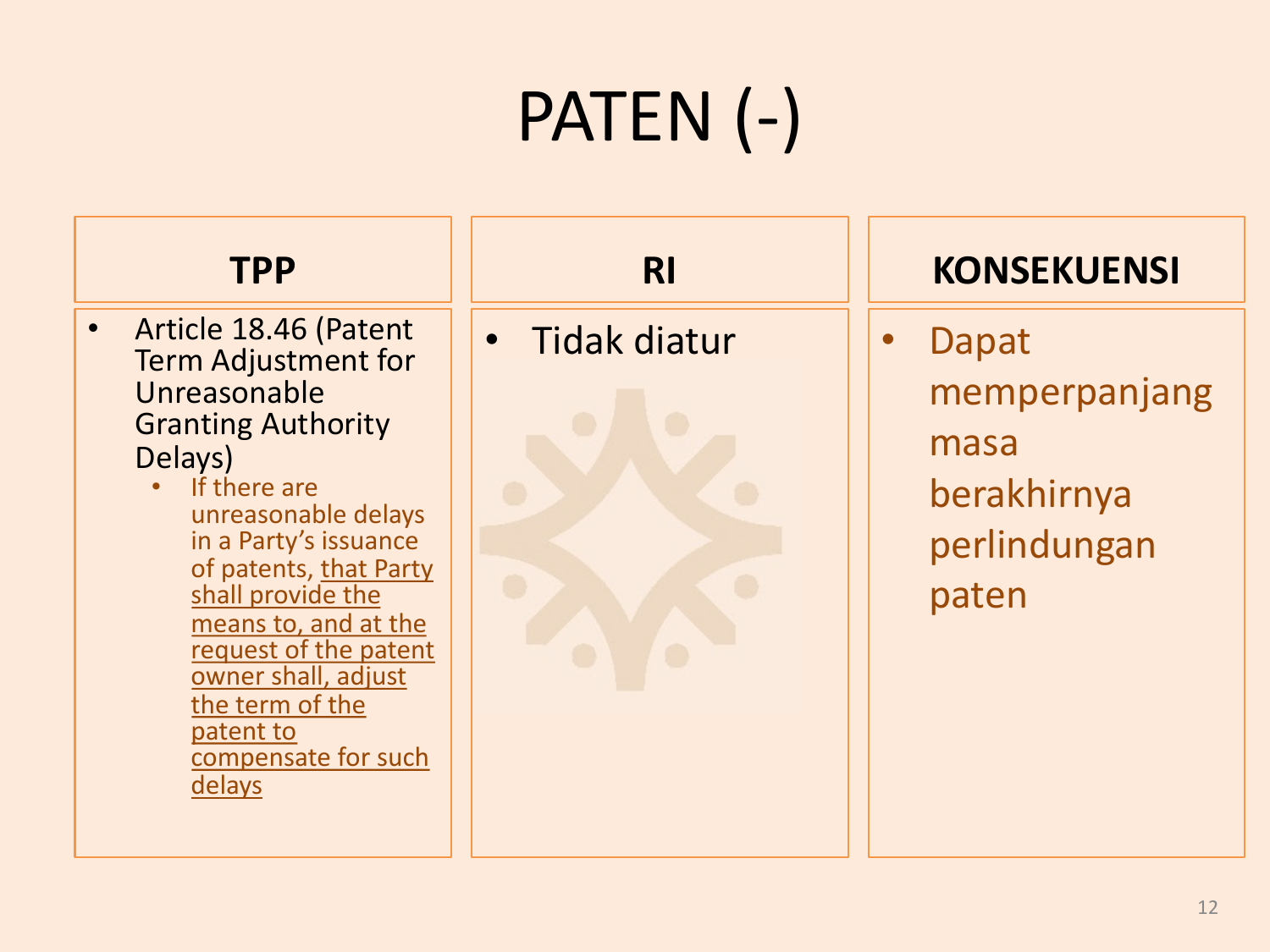# PATEN (-)

| TPP | RI | KONSEKUENSI |
| --- | --- | --- |
| • Article 18.46 (Patent Term Adjustment for Unreasonable Granting Authority Delays)<br>  ◦ If there are unreasonable delays in a Party's issuance of patents, <u>that Party shall provide the means to, and at the request of the patent owner shall, adjust the term of the patent to compensate for such delays</u> | • Tidak diatur | • Dapat memperpanjang masa berakhirnya perlindungan paten |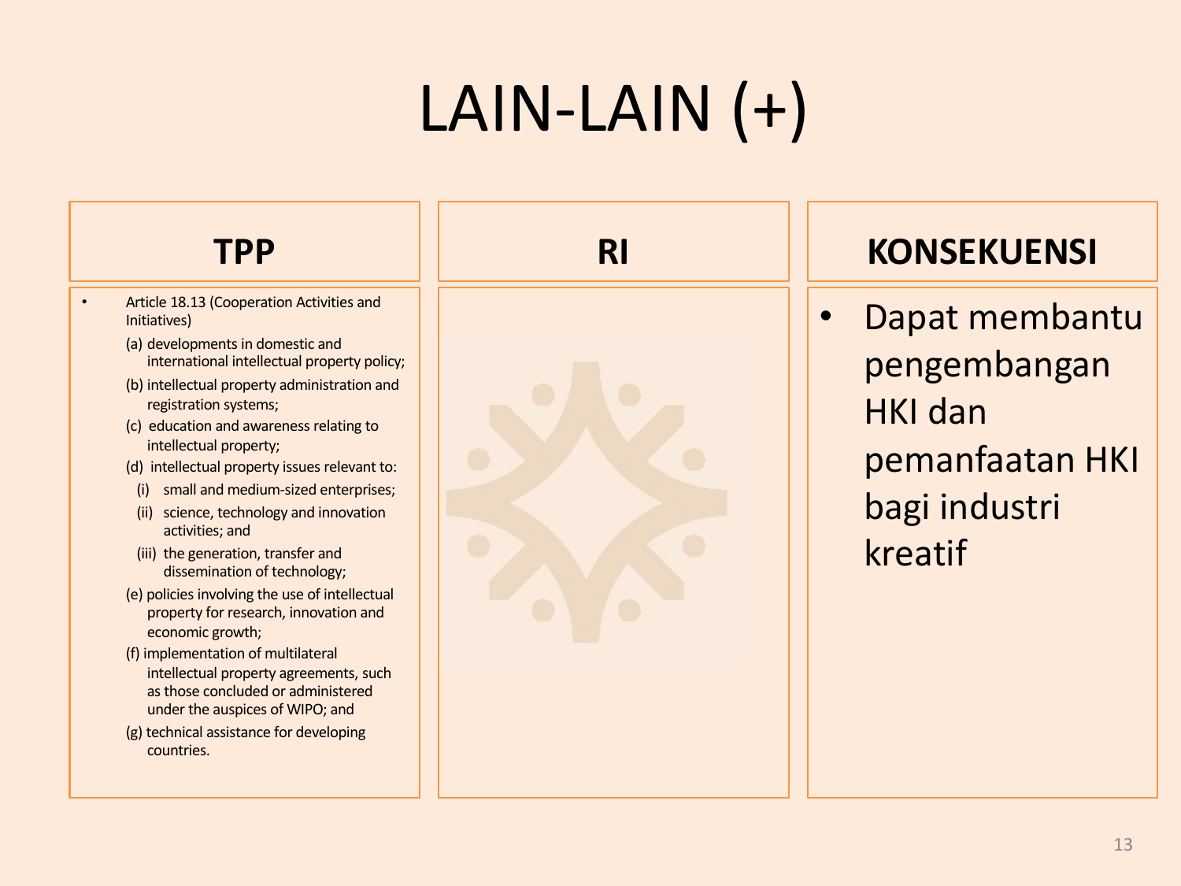# LAIN-LAIN (+)

| TPP | RI | KONSEKUENSI |
| --- | --- | --- |
| • Article 18.13 (Cooperation Activities and Initiatives)<br>(a) developments in domestic and international intellectual property policy;<br>(b) intellectual property administration and registration systems;<br>(c) education and awareness relating to intellectual property;<br>(d) intellectual property issues relevant to:<br>(i) small and medium-sized enterprises;<br>(ii) science, technology and innovation activities; and<br>(iii) the generation, transfer and dissemination of technology;<br>(e) policies involving the use of intellectual property for research, innovation and economic growth;<br>(f) implementation of multilateral intellectual property agreements, such as those concluded or administered under the auspices of WIPO; and<br>(g) technical assistance for developing countries. | | • Dapat membantu pengembangan HKI dan pemanfaatan HKI bagi industri kreatif |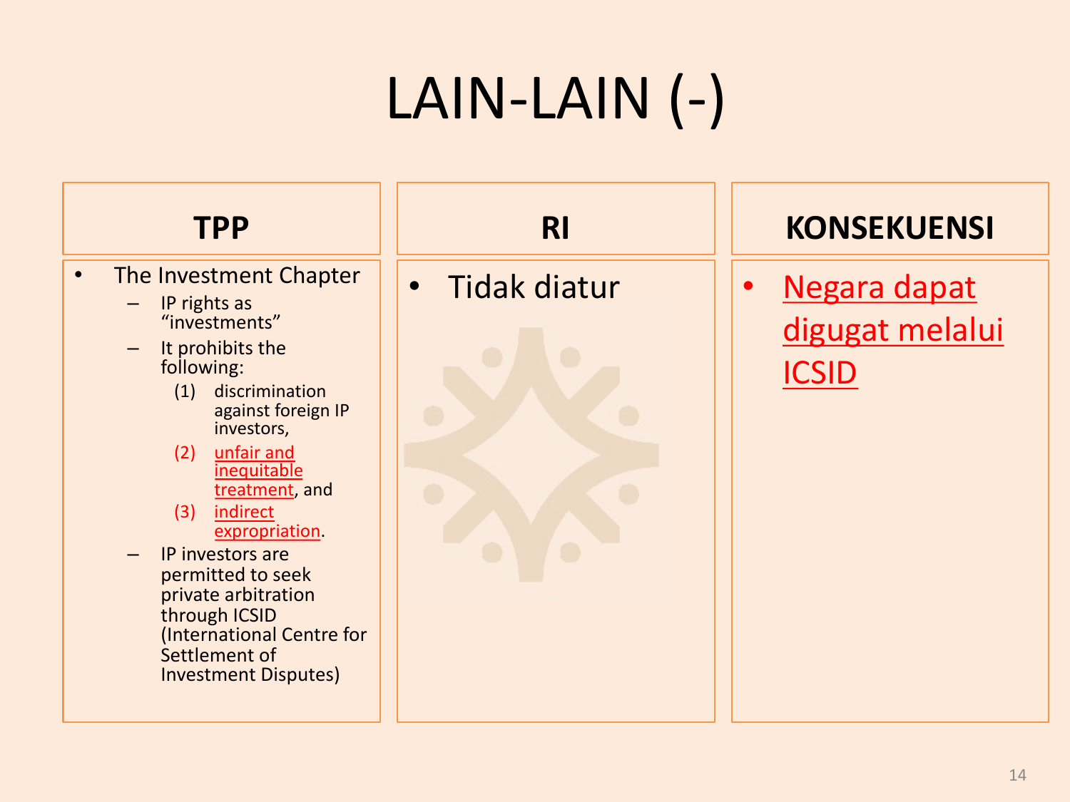# LAIN-LAIN (-)

| TPP | RI | KONSEKUENSI |
|---|---|---|
| • The Investment Chapter<br>– IP rights as "investments"<br>– It prohibits the following:<br>(1) discrimination against foreign IP investors,<br>(2) unfair and inequitable treatment, and<br>(3) indirect expropriation.<br>– IP investors are permitted to seek private arbitration through ICSID (International Centre for Settlement of Investment Disputes) | • Tidak diatur | • Negara dapat digugat melalui ICSID |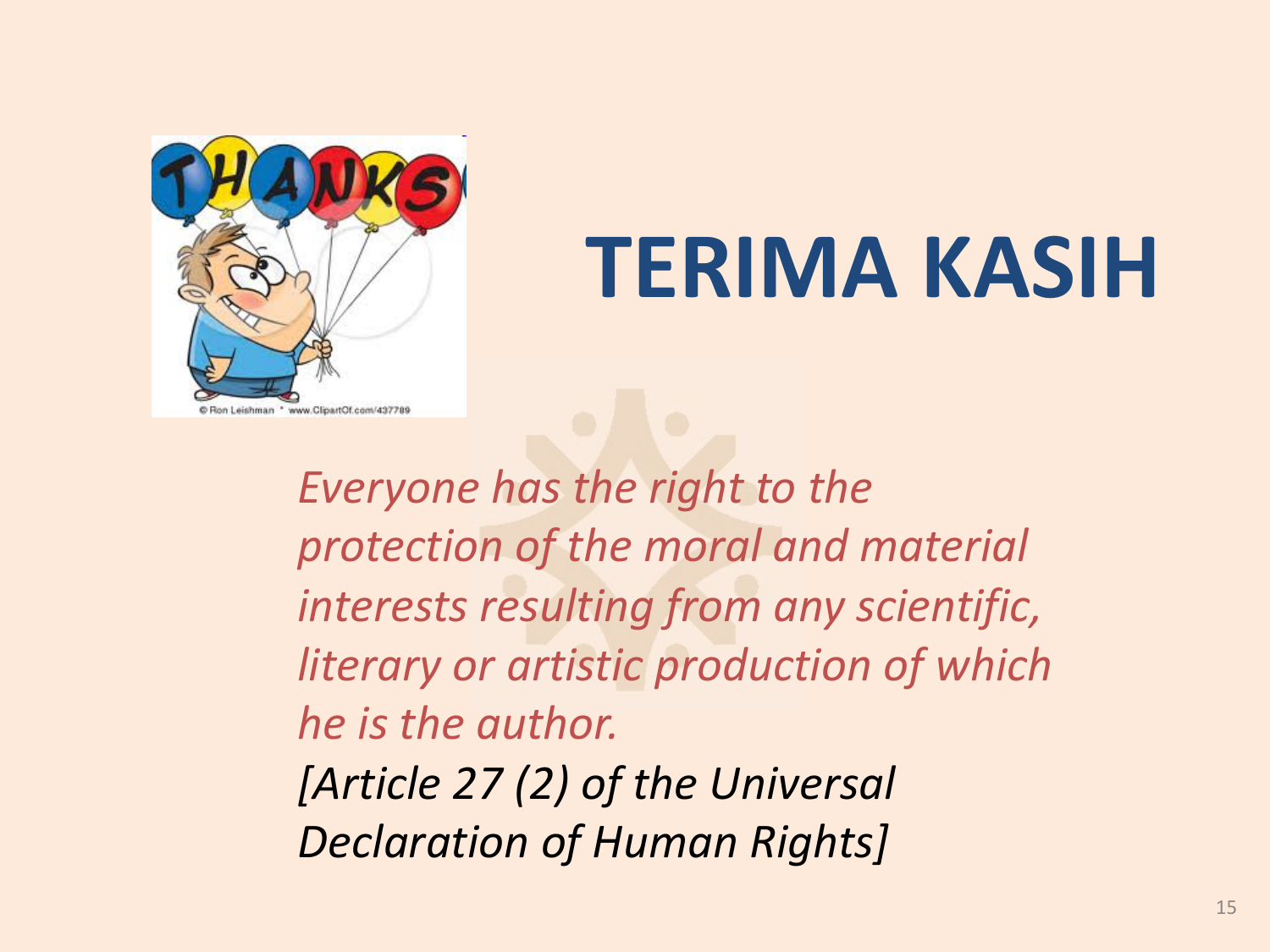# TERIMA KASIH

*Everyone has the right to the protection of the moral and material interests resulting from any scientific, literary or artistic production of which he is the author.*

*[Article 27 (2) of the Universal Declaration of Human Rights]*